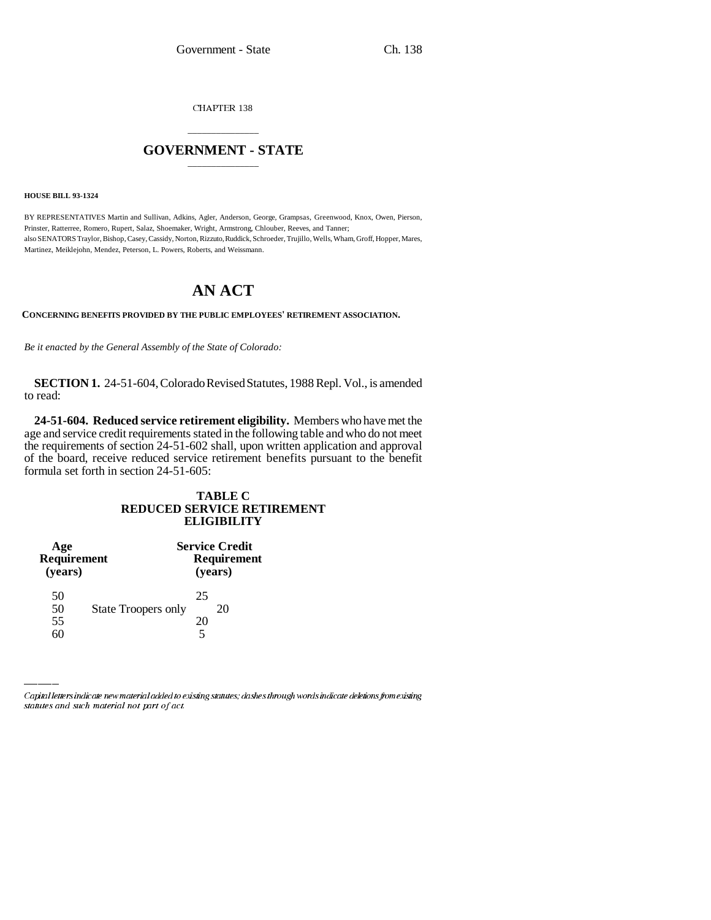CHAPTER 138

# GOVERNMENT - STATE

**HOUSE BILL 93-1324**

BY REPRESENTATIVES Martin and Sullivan, Adkins, Agler, Anderson, George, Grampsas, Greenwood, Knox, Owen, Pierson, Prinster, Ratterree, Romero, Rupert, Salaz, Shoemaker, Wright, Armstrong, Chlouber, Reeves, and Tanner;
also SENATORS Traylor, Bishop, Casey, Cassidy, Norton, Rizzuto, Ruddick, Schroeder, Trujillo, Wells, Wham, Groff, Hopper, Mares, Martinez, Meiklejohn, Mendez, Peterson, L. Powers, Roberts, and Weissmann.

# AN ACT

**CONCERNING BENEFITS PROVIDED BY THE PUBLIC EMPLOYEES' RETIREMENT ASSOCIATION.**

*Be it enacted by the General Assembly of the State of Colorado:*

**SECTION 1.** 24-51-604, Colorado Revised Statutes, 1988 Repl. Vol., is amended to read:

**24-51-604. Reduced service retirement eligibility.** Members who have met the age and service credit requirements stated in the following table and who do not meet the requirements of section 24-51-602 shall, upon written application and approval of the board, receive reduced service retirement benefits pursuant to the benefit formula set forth in section 24-51-605:

**TABLE C**
**REDUCED SERVICE RETIREMENT ELIGIBILITY**

| Age Requirement (years) | | Service Credit Requirement (years) |
|---|---|---|
| 50 | | 25 |
| 50 | State Troopers only | 20 |
| 55 | | 20 |
| 60 | | 5 |

Capital letters indicate new material added to existing statutes; dashes through words indicate deletions from existing statutes and such material not part of act.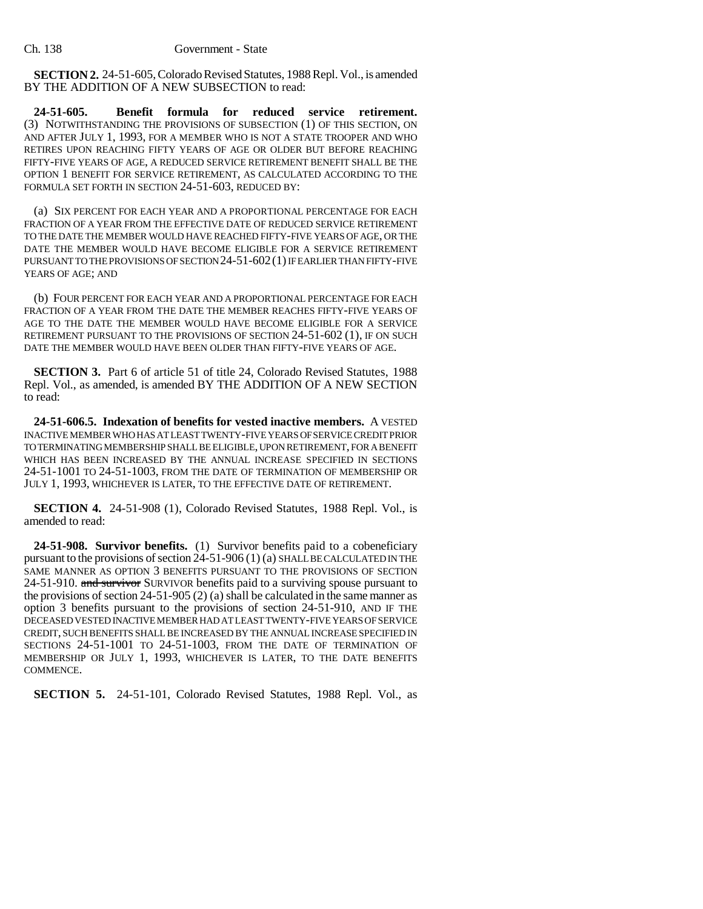**SECTION 2.** 24-51-605, Colorado Revised Statutes, 1988 Repl. Vol., is amended BY THE ADDITION OF A NEW SUBSECTION to read:

**24-51-605. Benefit formula for reduced service retirement.** (3) NOTWITHSTANDING THE PROVISIONS OF SUBSECTION (1) OF THIS SECTION, ON AND AFTER JULY 1, 1993, FOR A MEMBER WHO IS NOT A STATE TROOPER AND WHO RETIRES UPON REACHING FIFTY YEARS OF AGE OR OLDER BUT BEFORE REACHING FIFTY-FIVE YEARS OF AGE, A REDUCED SERVICE RETIREMENT BENEFIT SHALL BE THE OPTION 1 BENEFIT FOR SERVICE RETIREMENT, AS CALCULATED ACCORDING TO THE FORMULA SET FORTH IN SECTION 24-51-603, REDUCED BY:

(a) SIX PERCENT FOR EACH YEAR AND A PROPORTIONAL PERCENTAGE FOR EACH FRACTION OF A YEAR FROM THE EFFECTIVE DATE OF REDUCED SERVICE RETIREMENT TO THE DATE THE MEMBER WOULD HAVE REACHED FIFTY-FIVE YEARS OF AGE, OR THE DATE THE MEMBER WOULD HAVE BECOME ELIGIBLE FOR A SERVICE RETIREMENT PURSUANT TO THE PROVISIONS OF SECTION 24-51-602 (1) IF EARLIER THAN FIFTY-FIVE YEARS OF AGE; AND

(b) FOUR PERCENT FOR EACH YEAR AND A PROPORTIONAL PERCENTAGE FOR EACH FRACTION OF A YEAR FROM THE DATE THE MEMBER REACHES FIFTY-FIVE YEARS OF AGE TO THE DATE THE MEMBER WOULD HAVE BECOME ELIGIBLE FOR A SERVICE RETIREMENT PURSUANT TO THE PROVISIONS OF SECTION 24-51-602 (1), IF ON SUCH DATE THE MEMBER WOULD HAVE BEEN OLDER THAN FIFTY-FIVE YEARS OF AGE.

**SECTION 3.** Part 6 of article 51 of title 24, Colorado Revised Statutes, 1988 Repl. Vol., as amended, is amended BY THE ADDITION OF A NEW SECTION to read:

**24-51-606.5. Indexation of benefits for vested inactive members.** A VESTED INACTIVE MEMBER WHO HAS AT LEAST TWENTY-FIVE YEARS OF SERVICE CREDIT PRIOR TO TERMINATING MEMBERSHIP SHALL BE ELIGIBLE, UPON RETIREMENT, FOR A BENEFIT WHICH HAS BEEN INCREASED BY THE ANNUAL INCREASE SPECIFIED IN SECTIONS 24-51-1001 TO 24-51-1003, FROM THE DATE OF TERMINATION OF MEMBERSHIP OR JULY 1, 1993, WHICHEVER IS LATER, TO THE EFFECTIVE DATE OF RETIREMENT.

**SECTION 4.** 24-51-908 (1), Colorado Revised Statutes, 1988 Repl. Vol., is amended to read:

**24-51-908. Survivor benefits.** (1) Survivor benefits paid to a cobeneficiary pursuant to the provisions of section 24-51-906 (1) (a) SHALL BE CALCULATED IN THE SAME MANNER AS OPTION 3 BENEFITS PURSUANT TO THE PROVISIONS OF SECTION 24-51-910. ~~and survivor~~ SURVIVOR benefits paid to a surviving spouse pursuant to the provisions of section 24-51-905 (2) (a) shall be calculated in the same manner as option 3 benefits pursuant to the provisions of section 24-51-910, AND IF THE DECEASED VESTED INACTIVE MEMBER HAD AT LEAST TWENTY-FIVE YEARS OF SERVICE CREDIT, SUCH BENEFITS SHALL BE INCREASED BY THE ANNUAL INCREASE SPECIFIED IN SECTIONS 24-51-1001 TO 24-51-1003, FROM THE DATE OF TERMINATION OF MEMBERSHIP OR JULY 1, 1993, WHICHEVER IS LATER, TO THE DATE BENEFITS COMMENCE.

**SECTION 5.** 24-51-101, Colorado Revised Statutes, 1988 Repl. Vol., as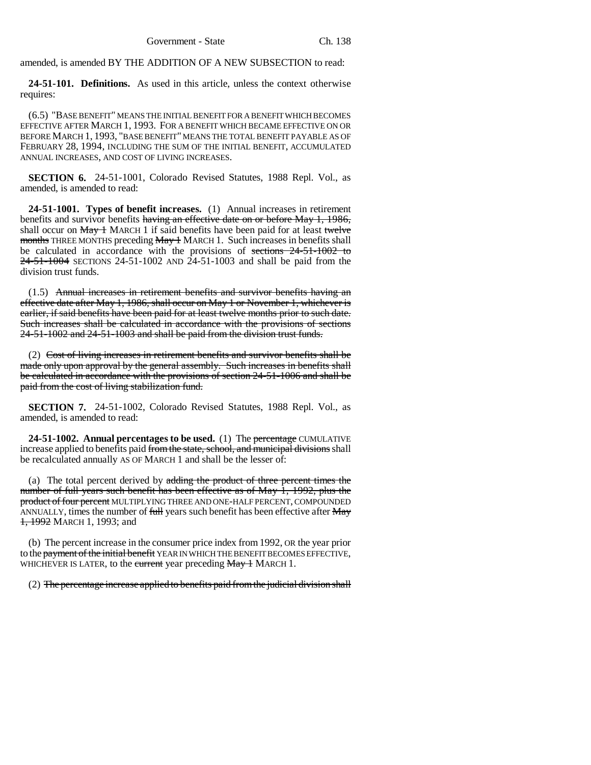amended, is amended BY THE ADDITION OF A NEW SUBSECTION to read:

**24-51-101. Definitions.** As used in this article, unless the context otherwise requires:

(6.5) "BASE BENEFIT" MEANS THE INITIAL BENEFIT FOR A BENEFIT WHICH BECOMES EFFECTIVE AFTER MARCH 1, 1993. FOR A BENEFIT WHICH BECAME EFFECTIVE ON OR BEFORE MARCH 1, 1993, "BASE BENEFIT" MEANS THE TOTAL BENEFIT PAYABLE AS OF FEBRUARY 28, 1994, INCLUDING THE SUM OF THE INITIAL BENEFIT, ACCUMULATED ANNUAL INCREASES, AND COST OF LIVING INCREASES.

**SECTION 6.** 24-51-1001, Colorado Revised Statutes, 1988 Repl. Vol., as amended, is amended to read:

**24-51-1001. Types of benefit increases.** (1) Annual increases in retirement benefits and survivor benefits ~~having an effective date on or before May 1, 1986,~~ shall occur on ~~May 1~~ MARCH 1 if said benefits have been paid for at least ~~twelve months~~ THREE MONTHS preceding ~~May 1~~ MARCH 1. Such increases in benefits shall be calculated in accordance with the provisions of ~~sections 24-51-1002 to 24-51-1004~~ SECTIONS 24-51-1002 AND 24-51-1003 and shall be paid from the division trust funds.

(1.5) ~~Annual increases in retirement benefits and survivor benefits having an effective date after May 1, 1986, shall occur on May 1 or November 1, whichever is earlier, if said benefits have been paid for at least twelve months prior to such date. Such increases shall be calculated in accordance with the provisions of sections 24-51-1002 and 24-51-1003 and shall be paid from the division trust funds.~~

(2) ~~Cost of living increases in retirement benefits and survivor benefits shall be made only upon approval by the general assembly. Such increases in benefits shall be calculated in accordance with the provisions of section 24-51-1006 and shall be paid from the cost of living stabilization fund.~~

**SECTION 7.** 24-51-1002, Colorado Revised Statutes, 1988 Repl. Vol., as amended, is amended to read:

**24-51-1002. Annual percentages to be used.** (1) The ~~percentage~~ CUMULATIVE increase applied to benefits paid ~~from the state, school, and municipal divisions~~ shall be recalculated annually AS OF MARCH 1 and shall be the lesser of:

(a) The total percent derived by ~~adding the product of three percent times the number of full years such benefit has been effective as of May 1, 1992, plus the product of four percent~~ MULTIPLYING THREE AND ONE-HALF PERCENT, COMPOUNDED ANNUALLY, times the number of ~~full~~ years such benefit has been effective after ~~May 1, 1992~~ MARCH 1, 1993; and

(b) The percent increase in the consumer price index from 1992, OR the year prior to the ~~payment of the initial benefit~~ YEAR IN WHICH THE BENEFIT BECOMES EFFECTIVE, WHICHEVER IS LATER, to the ~~current~~ year preceding ~~May 1~~ MARCH 1.

(2) ~~The percentage increase applied to benefits paid from the judicial division shall~~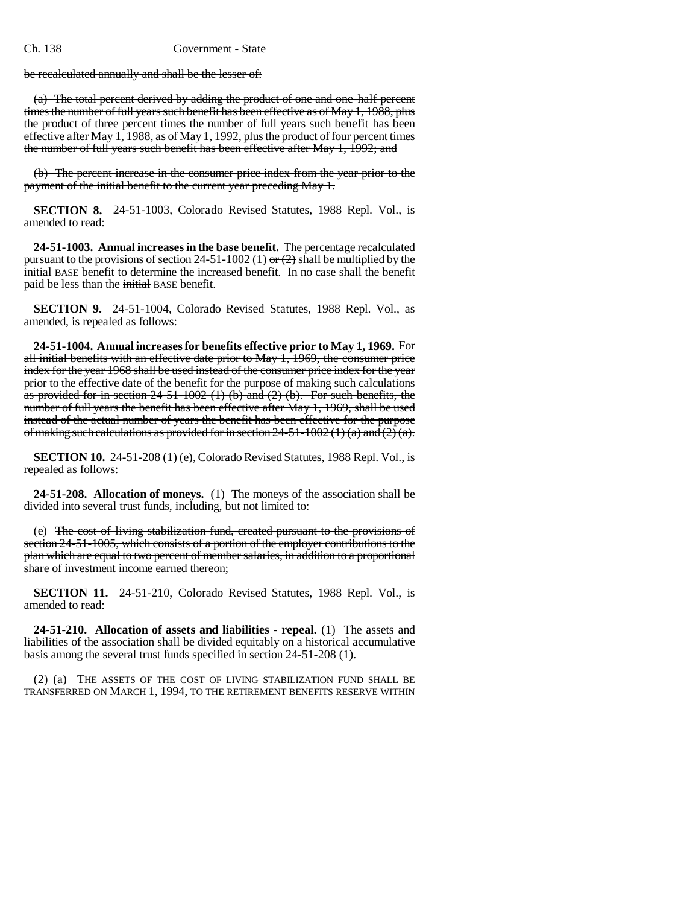be recalculated annually and shall be the lesser of:

(a) The total percent derived by adding the product of one and one-half percent times the number of full years such benefit has been effective as of May 1, 1988, plus the product of three percent times the number of full years such benefit has been effective after May 1, 1988, as of May 1, 1992, plus the product of four percent times the number of full years such benefit has been effective after May 1, 1992; and

(b) The percent increase in the consumer price index from the year prior to the payment of the initial benefit to the current year preceding May 1.

**SECTION 8.** 24-51-1003, Colorado Revised Statutes, 1988 Repl. Vol., is amended to read:

**24-51-1003. Annual increases in the base benefit.** The percentage recalculated pursuant to the provisions of section 24-51-1002 (1) or (2) shall be multiplied by the initial BASE benefit to determine the increased benefit. In no case shall the benefit paid be less than the initial BASE benefit.

**SECTION 9.** 24-51-1004, Colorado Revised Statutes, 1988 Repl. Vol., as amended, is repealed as follows:

**24-51-1004. Annual increases for benefits effective prior to May 1, 1969.** For all initial benefits with an effective date prior to May 1, 1969, the consumer price index for the year 1968 shall be used instead of the consumer price index for the year prior to the effective date of the benefit for the purpose of making such calculations as provided for in section 24-51-1002 (1) (b) and (2) (b). For such benefits, the number of full years the benefit has been effective after May 1, 1969, shall be used instead of the actual number of years the benefit has been effective for the purpose of making such calculations as provided for in section 24-51-1002 (1) (a) and (2) (a).

**SECTION 10.** 24-51-208 (1) (e), Colorado Revised Statutes, 1988 Repl. Vol., is repealed as follows:

**24-51-208. Allocation of moneys.** (1) The moneys of the association shall be divided into several trust funds, including, but not limited to:

(e) The cost of living stabilization fund, created pursuant to the provisions of section 24-51-1005, which consists of a portion of the employer contributions to the plan which are equal to two percent of member salaries, in addition to a proportional share of investment income earned thereon;

**SECTION 11.** 24-51-210, Colorado Revised Statutes, 1988 Repl. Vol., is amended to read:

**24-51-210. Allocation of assets and liabilities - repeal.** (1) The assets and liabilities of the association shall be divided equitably on a historical accumulative basis among the several trust funds specified in section 24-51-208 (1).

(2) (a) THE ASSETS OF THE COST OF LIVING STABILIZATION FUND SHALL BE TRANSFERRED ON MARCH 1, 1994, TO THE RETIREMENT BENEFITS RESERVE WITHIN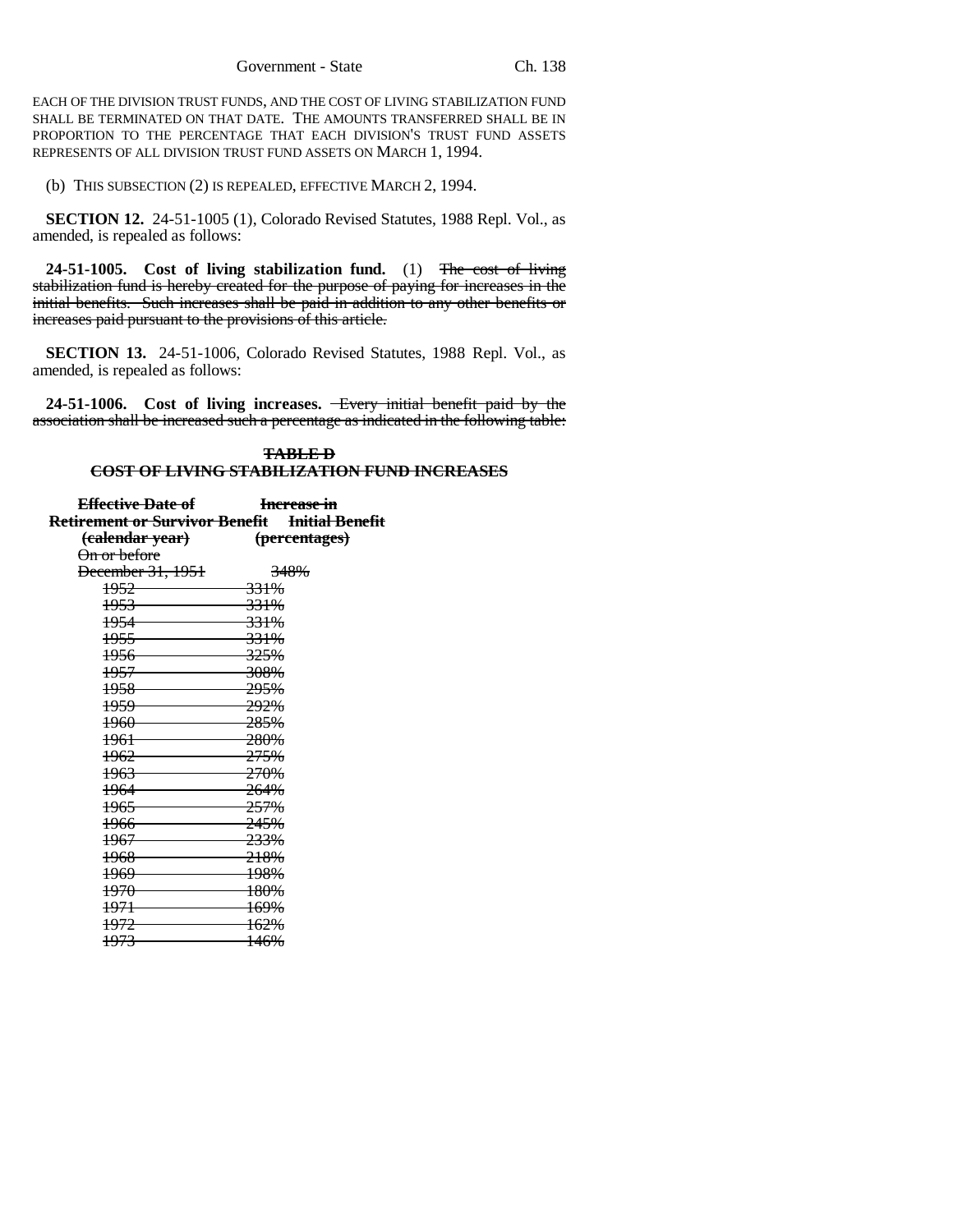EACH OF THE DIVISION TRUST FUNDS, AND THE COST OF LIVING STABILIZATION FUND SHALL BE TERMINATED ON THAT DATE. THE AMOUNTS TRANSFERRED SHALL BE IN PROPORTION TO THE PERCENTAGE THAT EACH DIVISION'S TRUST FUND ASSETS REPRESENTS OF ALL DIVISION TRUST FUND ASSETS ON MARCH 1, 1994.

(b) THIS SUBSECTION (2) IS REPEALED, EFFECTIVE MARCH 2, 1994.

**SECTION 12.** 24-51-1005 (1), Colorado Revised Statutes, 1988 Repl. Vol., as amended, is repealed as follows:

**24-51-1005. Cost of living stabilization fund.** (1) ~~The cost of living stabilization fund is hereby created for the purpose of paying for increases in the initial benefits. Such increases shall be paid in addition to any other benefits or increases paid pursuant to the provisions of this article.~~

**SECTION 13.** 24-51-1006, Colorado Revised Statutes, 1988 Repl. Vol., as amended, is repealed as follows:

**24-51-1006. Cost of living increases.** ~~Every initial benefit paid by the association shall be increased such a percentage as indicated in the following table:~~

**~~TABLE D~~**
**~~COST OF LIVING STABILIZATION FUND INCREASES~~**

| ~~Effective Date of Retirement or Survivor Benefit (calendar year)~~ | ~~Increase in Initial Benefit (percentages)~~ |
|---|---|
| ~~On or before December 31, 1951~~ | ~~348%~~ |
| ~~1952~~ | ~~331%~~ |
| ~~1953~~ | ~~331%~~ |
| ~~1954~~ | ~~331%~~ |
| ~~1955~~ | ~~331%~~ |
| ~~1956~~ | ~~325%~~ |
| ~~1957~~ | ~~308%~~ |
| ~~1958~~ | ~~295%~~ |
| ~~1959~~ | ~~292%~~ |
| ~~1960~~ | ~~285%~~ |
| ~~1961~~ | ~~280%~~ |
| ~~1962~~ | ~~275%~~ |
| ~~1963~~ | ~~270%~~ |
| ~~1964~~ | ~~264%~~ |
| ~~1965~~ | ~~257%~~ |
| ~~1966~~ | ~~245%~~ |
| ~~1967~~ | ~~233%~~ |
| ~~1968~~ | ~~218%~~ |
| ~~1969~~ | ~~198%~~ |
| ~~1970~~ | ~~180%~~ |
| ~~1971~~ | ~~169%~~ |
| ~~1972~~ | ~~162%~~ |
| ~~1973~~ | ~~146%~~ |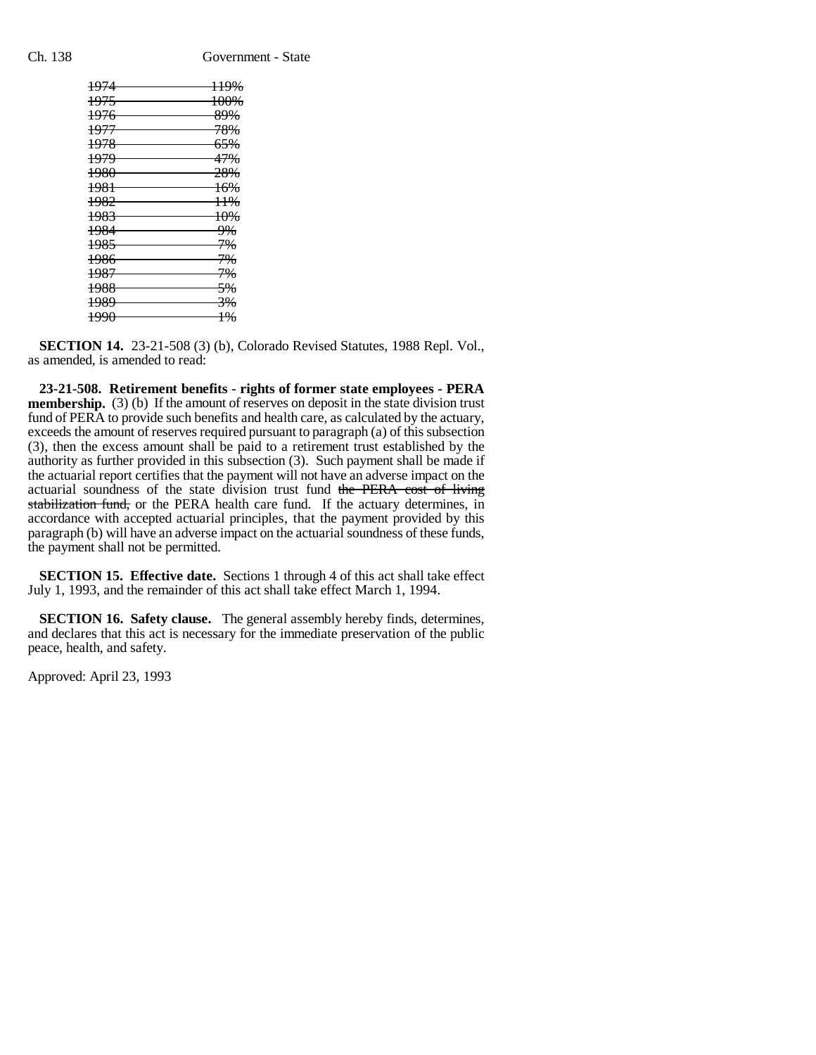| | |
|---|---|
| ~~1974~~ | ~~119%~~ |
| ~~1975~~ | ~~100%~~ |
| ~~1976~~ | ~~89%~~ |
| ~~1977~~ | ~~78%~~ |
| ~~1978~~ | ~~65%~~ |
| ~~1979~~ | ~~47%~~ |
| ~~1980~~ | ~~28%~~ |
| ~~1981~~ | ~~16%~~ |
| ~~1982~~ | ~~11%~~ |
| ~~1983~~ | ~~10%~~ |
| ~~1984~~ | ~~9%~~ |
| ~~1985~~ | ~~7%~~ |
| ~~1986~~ | ~~7%~~ |
| ~~1987~~ | ~~7%~~ |
| ~~1988~~ | ~~5%~~ |
| ~~1989~~ | ~~3%~~ |
| ~~1990~~ | ~~1%~~ |

**SECTION 14.** 23-21-508 (3) (b), Colorado Revised Statutes, 1988 Repl. Vol., as amended, is amended to read:

**23-21-508. Retirement benefits - rights of former state employees - PERA membership.** (3) (b) If the amount of reserves on deposit in the state division trust fund of PERA to provide such benefits and health care, as calculated by the actuary, exceeds the amount of reserves required pursuant to paragraph (a) of this subsection (3), then the excess amount shall be paid to a retirement trust established by the authority as further provided in this subsection (3). Such payment shall be made if the actuarial report certifies that the payment will not have an adverse impact on the actuarial soundness of the state division trust fund ~~the PERA cost of living stabilization fund,~~ or the PERA health care fund. If the actuary determines, in accordance with accepted actuarial principles, that the payment provided by this paragraph (b) will have an adverse impact on the actuarial soundness of these funds, the payment shall not be permitted.

**SECTION 15. Effective date.** Sections 1 through 4 of this act shall take effect July 1, 1993, and the remainder of this act shall take effect March 1, 1994.

**SECTION 16. Safety clause.** The general assembly hereby finds, determines, and declares that this act is necessary for the immediate preservation of the public peace, health, and safety.

Approved: April 23, 1993